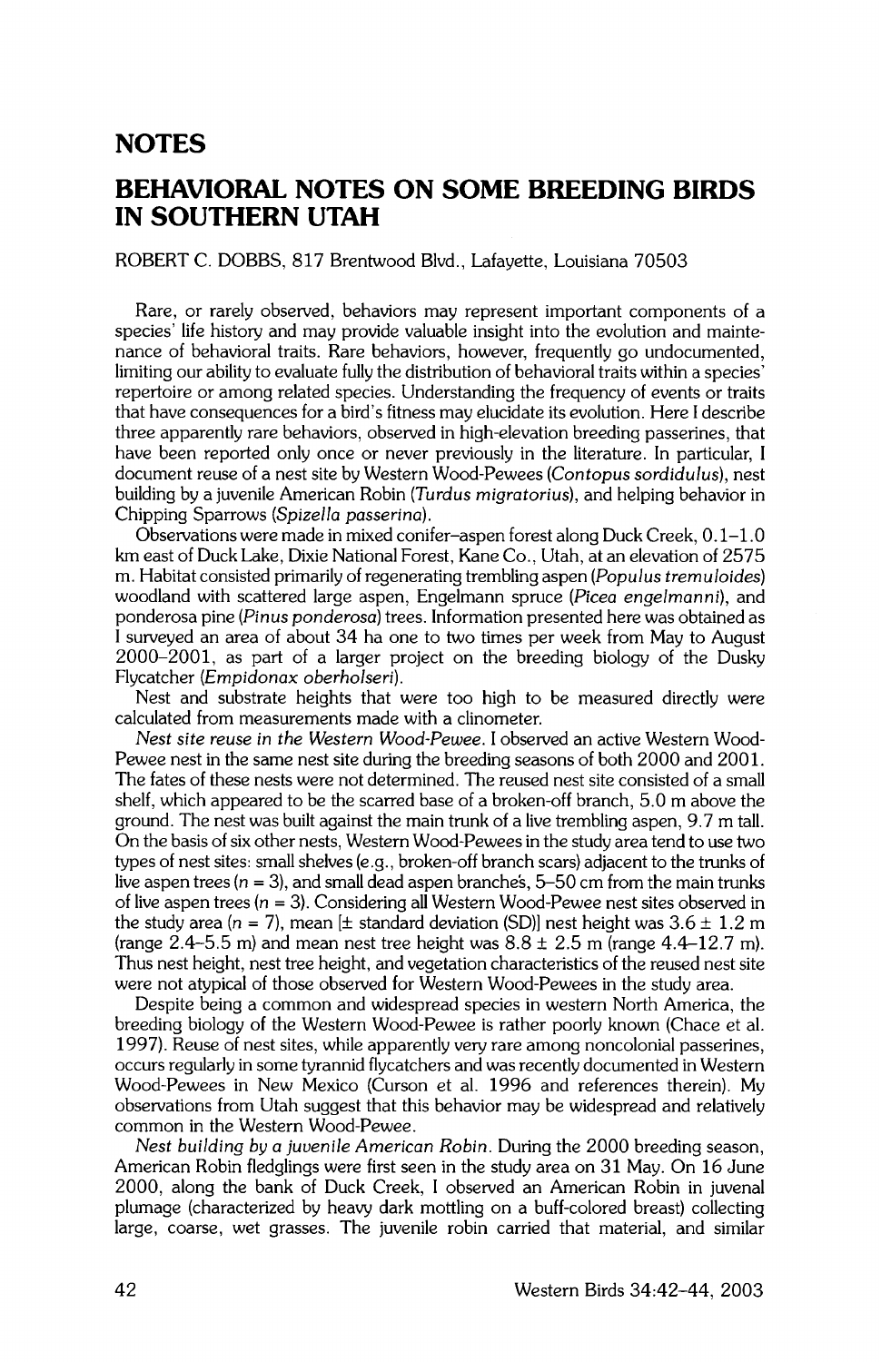## NOTES

# BEHAVIORAL NOTES ON SOME BREEDING BIRDS IN SOUTHERN UTAH

ROBERT C. DOBBS, 817 Brentwood Blvd., Lafayette, Louisiana 70503

Rare, or rarely observed, behaviors may represent important components of a species' life history and may provide valuable insight into the evolution and maintenance of behavioral traits. Rare behaviors, however, frequently go undocumented, limiting our ability to evaluate fully the distribution of behavioral traits within a species' repertoire or among related species. Understanding the frequency of events or traits that have consequences for a bird's fitness may elucidate its evolution. Here I describe three apparently rare behaviors, observed in high-elevation breeding passerines, that have been reported only once or never previously in the literature. In particular, I document reuse of a nest site by Western Wood-Pewees (*Contopus sordidulus*), nest building by a juvenile American Robin (*Turdus migratorius*), and helping behavior in Chipping Sparrows (*Spizella passerina*).

Observations were made in mixed conifer–aspen forest along Duck Creek, 0.1–1.0 km east of Duck Lake, Dixie National Forest, Kane Co., Utah, at an elevation of 2575 m. Habitat consisted primarily of regenerating trembling aspen (*Populus tremuloides*) woodland with scattered large aspen, Engelmann spruce (*Picea engelmanni*), and ponderosa pine (*Pinus ponderosa*) trees. Information presented here was obtained as I surveyed an area of about 34 ha one to two times per week from May to August 2000–2001, as part of a larger project on the breeding biology of the Dusky Flycatcher (*Empidonax oberholseri*).

Nest and substrate heights that were too high to be measured directly were calculated from measurements made with a clinometer.

*Nest site reuse in the Western Wood-Pewee.* I observed an active Western Wood-Pewee nest in the same nest site during the breeding seasons of both 2000 and 2001. The fates of these nests were not determined. The reused nest site consisted of a small shelf, which appeared to be the scarred base of a broken-off branch, 5.0 m above the ground. The nest was built against the main trunk of a live trembling aspen, 9.7 m tall. On the basis of six other nests, Western Wood-Pewees in the study area tend to use two types of nest sites: small shelves (e.g., broken-off branch scars) adjacent to the trunks of live aspen trees ($n = 3$), and small dead aspen branches, 5–50 cm from the main trunks of live aspen trees ($n = 3$). Considering all Western Wood-Pewee nest sites observed in the study area ($n = 7$), mean [± standard deviation (SD)] nest height was $3.6 \pm 1.2$ m (range 2.4–5.5 m) and mean nest tree height was $8.8 \pm 2.5$ m (range 4.4–12.7 m). Thus nest height, nest tree height, and vegetation characteristics of the reused nest site were not atypical of those observed for Western Wood-Pewees in the study area.

Despite being a common and widespread species in western North America, the breeding biology of the Western Wood-Pewee is rather poorly known (Chace et al. 1997). Reuse of nest sites, while apparently very rare among noncolonial passerines, occurs regularly in some tyrannid flycatchers and was recently documented in Western Wood-Pewees in New Mexico (Curson et al. 1996 and references therein). My observations from Utah suggest that this behavior may be widespread and relatively common in the Western Wood-Pewee.

*Nest building by a juvenile American Robin.* During the 2000 breeding season, American Robin fledglings were first seen in the study area on 31 May. On 16 June 2000, along the bank of Duck Creek, I observed an American Robin in juvenal plumage (characterized by heavy dark mottling on a buff-colored breast) collecting large, coarse, wet grasses. The juvenile robin carried that material, and similar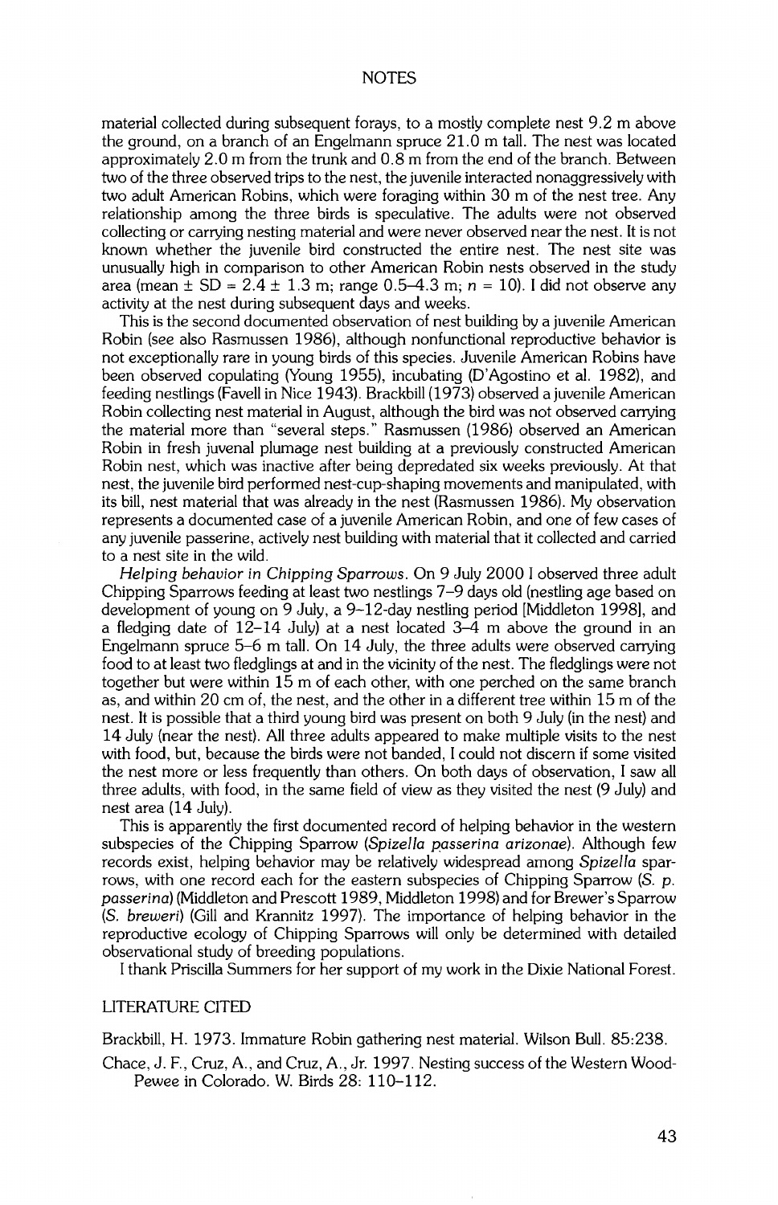material collected during subsequent forays, to a mostly complete nest 9.2 m above the ground, on a branch of an Engelmann spruce 21.0 m tall. The nest was located approximately 2.0 m from the trunk and 0.8 m from the end of the branch. Between two of the three observed trips to the nest, the juvenile interacted nonaggressively with two adult American Robins, which were foraging within 30 m of the nest tree. Any relationship among the three birds is speculative. The adults were not observed collecting or carrying nesting material and were never observed near the nest. It is not known whether the juvenile bird constructed the entire nest. The nest site was unusually high in comparison to other American Robin nests observed in the study area (mean ± SD = 2.4 ± 1.3 m; range 0.5–4.3 m; $n$ = 10). I did not observe any activity at the nest during subsequent days and weeks.

This is the second documented observation of nest building by a juvenile American Robin (see also Rasmussen 1986), although nonfunctional reproductive behavior is not exceptionally rare in young birds of this species. Juvenile American Robins have been observed copulating (Young 1955), incubating (D'Agostino et al. 1982), and feeding nestlings (Favell in Nice 1943). Brackbill (1973) observed a juvenile American Robin collecting nest material in August, although the bird was not observed carrying the material more than "several steps." Rasmussen (1986) observed an American Robin in fresh juvenal plumage nest building at a previously constructed American Robin nest, which was inactive after being depredated six weeks previously. At that nest, the juvenile bird performed nest-cup-shaping movements and manipulated, with its bill, nest material that was already in the nest (Rasmussen 1986). My observation represents a documented case of a juvenile American Robin, and one of few cases of any juvenile passerine, actively nest building with material that it collected and carried to a nest site in the wild.

*Helping behavior in Chipping Sparrows.* On 9 July 2000 I observed three adult Chipping Sparrows feeding at least two nestlings 7–9 days old (nestling age based on development of young on 9 July, a 9–12-day nestling period [Middleton 1998], and a fledging date of 12–14 July) at a nest located 3–4 m above the ground in an Engelmann spruce 5–6 m tall. On 14 July, the three adults were observed carrying food to at least two fledglings at and in the vicinity of the nest. The fledglings were not together but were within 15 m of each other, with one perched on the same branch as, and within 20 cm of, the nest, and the other in a different tree within 15 m of the nest. It is possible that a third young bird was present on both 9 July (in the nest) and 14 July (near the nest). All three adults appeared to make multiple visits to the nest with food, but, because the birds were not banded, I could not discern if some visited the nest more or less frequently than others. On both days of observation, I saw all three adults, with food, in the same field of view as they visited the nest (9 July) and nest area (14 July).

This is apparently the first documented record of helping behavior in the western subspecies of the Chipping Sparrow (*Spizella passerina arizonae*). Although few records exist, helping behavior may be relatively widespread among *Spizella* sparrows, with one record each for the eastern subspecies of Chipping Sparrow (*S. p. passerina*) (Middleton and Prescott 1989, Middleton 1998) and for Brewer's Sparrow (*S. breweri*) (Gill and Krannitz 1997). The importance of helping behavior in the reproductive ecology of Chipping Sparrows will only be determined with detailed observational study of breeding populations.

I thank Priscilla Summers for her support of my work in the Dixie National Forest.

## LITERATURE CITED

Brackbill, H. 1973. Immature Robin gathering nest material. Wilson Bull. 85:238.

Chace, J. F., Cruz, A., and Cruz, A., Jr. 1997. Nesting success of the Western Wood-Pewee in Colorado. W. Birds 28: 110–112.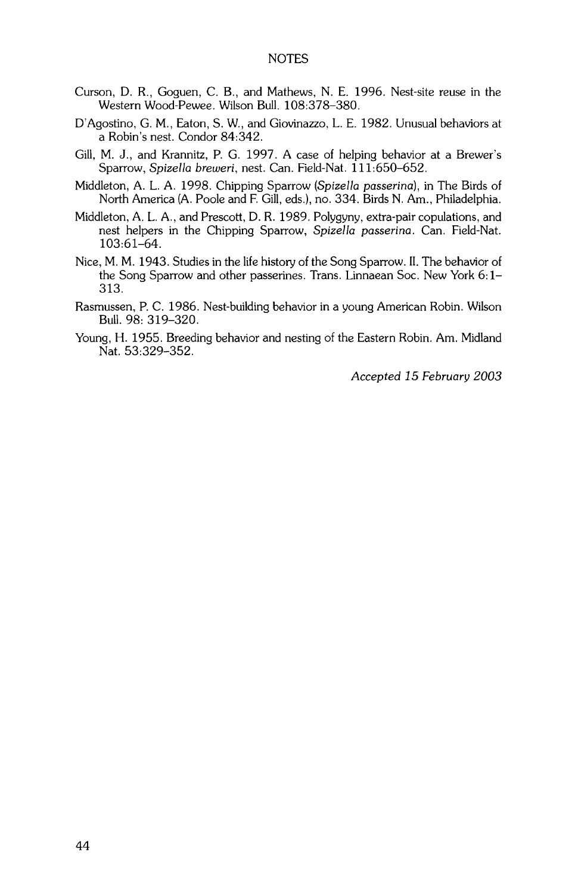Curson, D. R., Goguen, C. B., and Mathews, N. E. 1996. Nest-site reuse in the Western Wood-Pewee. Wilson Bull. 108:378–380.

D'Agostino, G. M., Eaton, S. W., and Giovinazzo, L. E. 1982. Unusual behaviors at a Robin's nest. Condor 84:342.

Gill, M. J., and Krannitz, P. G. 1997. A case of helping behavior at a Brewer's Sparrow, *Spizella breweri*, nest. Can. Field-Nat. 111:650–652.

Middleton, A. L. A. 1998. Chipping Sparrow (*Spizella passerina*), in The Birds of North America (A. Poole and F. Gill, eds.), no. 334. Birds N. Am., Philadelphia.

Middleton, A. L. A., and Prescott, D. R. 1989. Polygyny, extra-pair copulations, and nest helpers in the Chipping Sparrow, *Spizella passerina*. Can. Field-Nat. 103:61–64.

Nice, M. M. 1943. Studies in the life history of the Song Sparrow. II. The behavior of the Song Sparrow and other passerines. Trans. Linnaean Soc. New York 6:1–313.

Rasmussen, P. C. 1986. Nest-building behavior in a young American Robin. Wilson Bull. 98: 319–320.

Young, H. 1955. Breeding behavior and nesting of the Eastern Robin. Am. Midland Nat. 53:329–352.

*Accepted 15 February 2003*